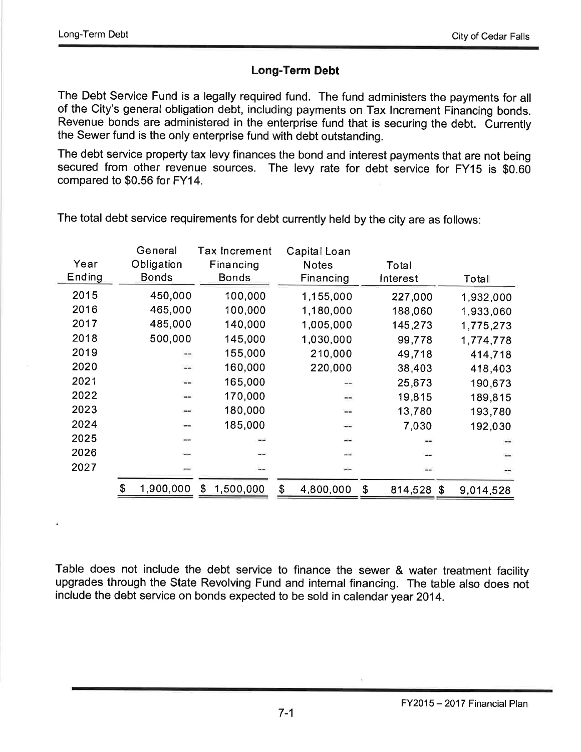# Long-Term Debt

The Debt Service Fund is a legally required fund. The fund administers the payments for all of the City's general obligation debt, including payments on Tax Increment Financing bonds. Revenue bonds are administered in the enterprise fund that is securing the debt. Currently the Sewer fund is the only enterprise fund with debt outstanding.

The debt service property tax levy finances the bond and interest payments that are not being secured from other revenue sources. The levy rate for debt service for FY15 is $0.60 compared to $0.56 for FY14.

The total debt service requirements for debt currently held by the city are as follows:

| Year Ending | General Obligation Bonds | Tax Increment Financing Bonds | Capital Loan Notes Financing | Total Interest | Total |
|---|---|---|---|---|---|
| 2015 | 450,000 | 100,000 | 1,155,000 | 227,000 | 1,932,000 |
| 2016 | 465,000 | 100,000 | 1,180,000 | 188,060 | 1,933,060 |
| 2017 | 485,000 | 140,000 | 1,005,000 | 145,273 | 1,775,273 |
| 2018 | 500,000 | 145,000 | 1,030,000 | 99,778 | 1,774,778 |
| 2019 | -- | 155,000 | 210,000 | 49,718 | 414,718 |
| 2020 | -- | 160,000 | 220,000 | 38,403 | 418,403 |
| 2021 | -- | 165,000 | -- | 25,673 | 190,673 |
| 2022 | -- | 170,000 | -- | 19,815 | 189,815 |
| 2023 | -- | 180,000 | -- | 13,780 | 193,780 |
| 2024 | -- | 185,000 | -- | 7,030 | 192,030 |
| 2025 | -- | -- | -- | -- | -- |
| 2026 | -- | -- | -- | -- | -- |
| 2027 | -- | -- | -- | -- | -- |
| | $ 1,900,000 | $ 1,500,000 | $ 4,800,000 | $ 814,528 | $ 9,014,528 |

Table does not include the debt service to finance the sewer & water treatment facility upgrades through the State Revolving Fund and internal financing. The table also does not include the debt service on bonds expected to be sold in calendar year 2014.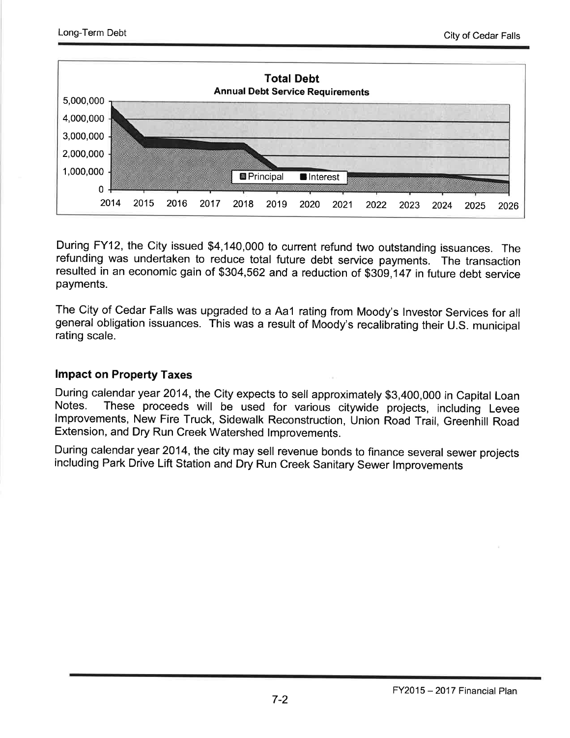**Total Debt**
**Annual Debt Service Requirements**

During FY12, the City issued $4,140,000 to current refund two outstanding issuances. The refunding was undertaken to reduce total future debt service payments. The transaction resulted in an economic gain of $304,562 and a reduction of $309,147 in future debt service payments.

The City of Cedar Falls was upgraded to a Aa1 rating from Moody's Investor Services for all general obligation issuances. This was a result of Moody's recalibrating their U.S. municipal rating scale.

### Impact on Property Taxes

During calendar year 2014, the City expects to sell approximately $3,400,000 in Capital Loan Notes. These proceeds will be used for various citywide projects, including Levee Improvements, New Fire Truck, Sidewalk Reconstruction, Union Road Trail, Greenhill Road Extension, and Dry Run Creek Watershed Improvements.

During calendar year 2014, the city may sell revenue bonds to finance several sewer projects including Park Drive Lift Station and Dry Run Creek Sanitary Sewer Improvements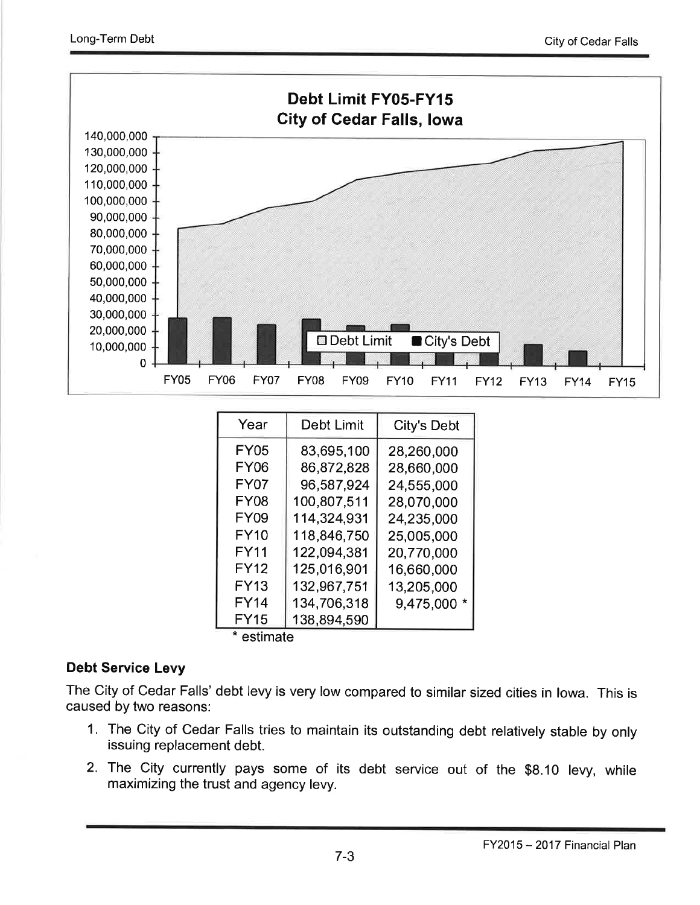**Debt Limit FY05-FY15**
**City of Cedar Falls, Iowa**

| Year | Debt Limit | City's Debt |
|---|---|---|
| FY05 | 83,695,100 | 28,260,000 |
| FY06 | 86,872,828 | 28,660,000 |
| FY07 | 96,587,924 | 24,555,000 |
| FY08 | 100,807,511 | 28,070,000 |
| FY09 | 114,324,931 | 24,235,000 |
| FY10 | 118,846,750 | 25,005,000 |
| FY11 | 122,094,381 | 20,770,000 |
| FY12 | 125,016,901 | 16,660,000 |
| FY13 | 132,967,751 | 13,205,000 |
| FY14 | 134,706,318 | 9,475,000 * |
| FY15 | 138,894,590 | |

\* estimate

### Debt Service Levy

The City of Cedar Falls' debt levy is very low compared to similar sized cities in Iowa. This is caused by two reasons:

1. The City of Cedar Falls tries to maintain its outstanding debt relatively stable by only issuing replacement debt.
2. The City currently pays some of its debt service out of the $8.10 levy, while maximizing the trust and agency levy.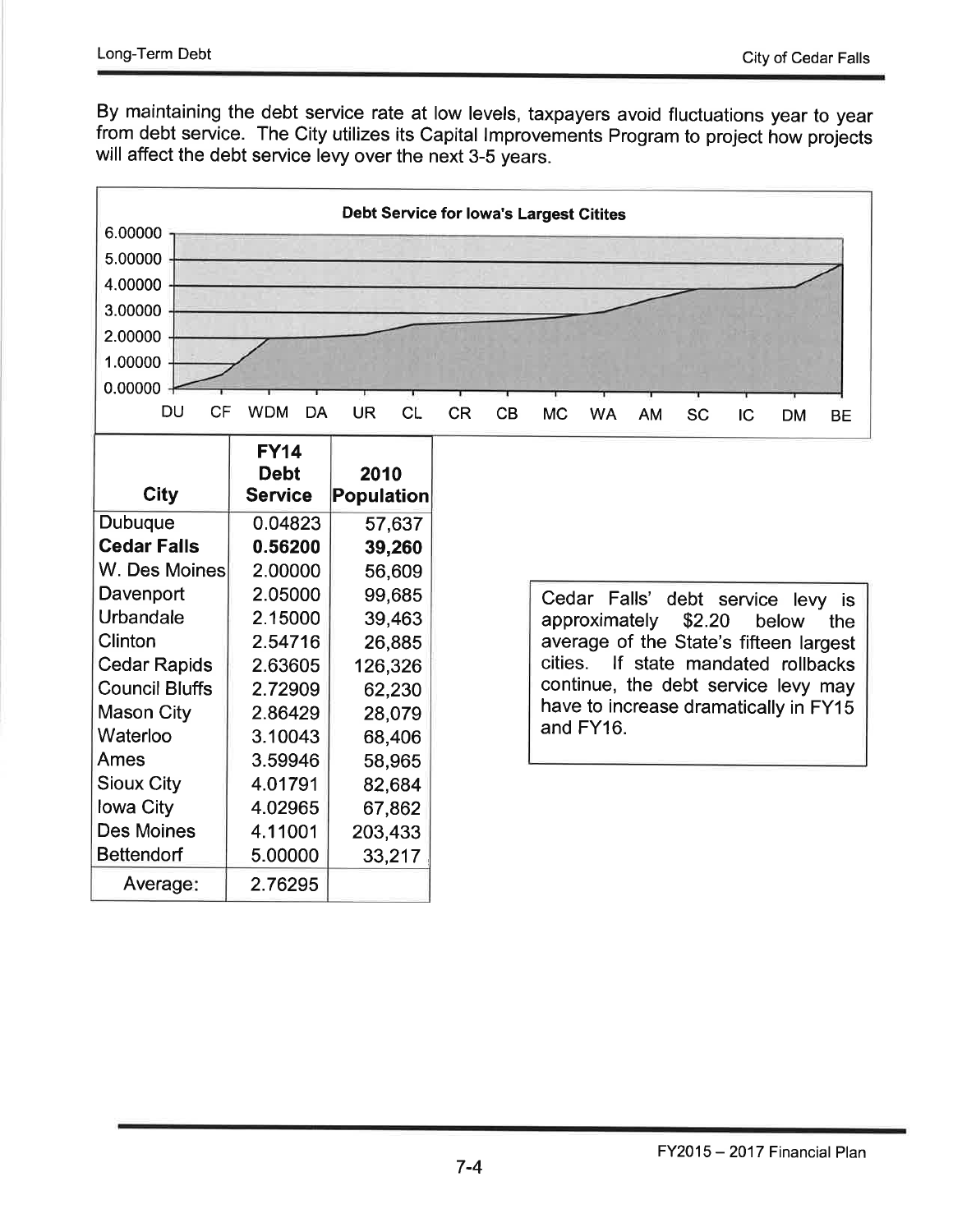By maintaining the debt service rate at low levels, taxpayers avoid fluctuations year to year from debt service. The City utilizes its Capital Improvements Program to project how projects will affect the debt service levy over the next 3-5 years.

**Debt Service for Iowa's Largest Citites**

| City | FY14 Debt Service | 2010 Population |
|---|---|---|
| Dubuque | 0.04823 | 57,637 |
| **Cedar Falls** | **0.56200** | **39,260** |
| W. Des Moines | 2.00000 | 56,609 |
| Davenport | 2.05000 | 99,685 |
| Urbandale | 2.15000 | 39,463 |
| Clinton | 2.54716 | 26,885 |
| Cedar Rapids | 2.63605 | 126,326 |
| Council Bluffs | 2.72909 | 62,230 |
| Mason City | 2.86429 | 28,079 |
| Waterloo | 3.10043 | 68,406 |
| Ames | 3.59946 | 58,965 |
| Sioux City | 4.01791 | 82,684 |
| Iowa City | 4.02965 | 67,862 |
| Des Moines | 4.11001 | 203,433 |
| Bettendorf | 5.00000 | 33,217 |
| Average: | 2.76295 | |

Cedar Falls' debt service levy is approximately $2.20 below the average of the State's fifteen largest cities. If state mandated rollbacks continue, the debt service levy may have to increase dramatically in FY15 and FY16.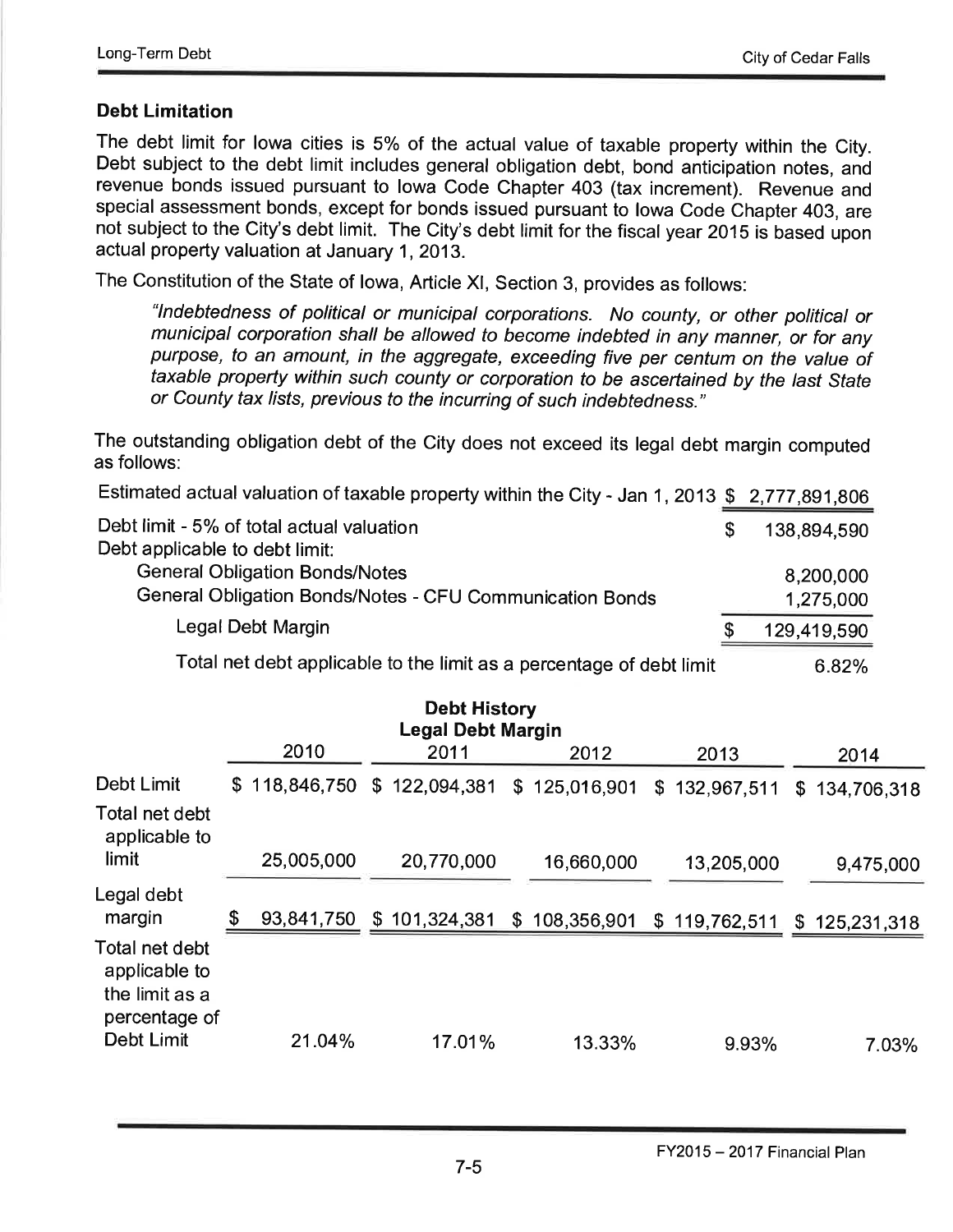## Debt Limitation

The debt limit for Iowa cities is 5% of the actual value of taxable property within the City. Debt subject to the debt limit includes general obligation debt, bond anticipation notes, and revenue bonds issued pursuant to Iowa Code Chapter 403 (tax increment). Revenue and special assessment bonds, except for bonds issued pursuant to Iowa Code Chapter 403, are not subject to the City's debt limit. The City's debt limit for the fiscal year 2015 is based upon actual property valuation at January 1, 2013.

The Constitution of the State of Iowa, Article XI, Section 3, provides as follows:

> *"Indebtedness of political or municipal corporations. No county, or other political or municipal corporation shall be allowed to become indebted in any manner, or for any purpose, to an amount, in the aggregate, exceeding five per centum on the value of taxable property within such county or corporation to be ascertained by the last State or County tax lists, previous to the incurring of such indebtedness."*

The outstanding obligation debt of the City does not exceed its legal debt margin computed as follows:

| | |
|---|---|
| Estimated actual valuation of taxable property within the City - Jan 1, 2013 | $ 2,777,891,806 |
| Debt limit - 5% of total actual valuation | $ 138,894,590 |
| Debt applicable to debt limit: | |
| General Obligation Bonds/Notes | 8,200,000 |
| General Obligation Bonds/Notes - CFU Communication Bonds | 1,275,000 |
| Legal Debt Margin | $ 129,419,590 |
| Total net debt applicable to the limit as a percentage of debt limit | 6.82% |

### Debt History
### Legal Debt Margin

| | 2010 | 2011 | 2012 | 2013 | 2014 |
|---|---|---|---|---|---|
| Debt Limit | $ 118,846,750 | $ 122,094,381 | $ 125,016,901 | $ 132,967,511 | $ 134,706,318 |
| Total net debt applicable to limit | 25,005,000 | 20,770,000 | 16,660,000 | 13,205,000 | 9,475,000 |
| Legal debt margin | $ 93,841,750 | $ 101,324,381 | $ 108,356,901 | $ 119,762,511 | $ 125,231,318 |
| Total net debt applicable to the limit as a percentage of Debt Limit | 21.04% | 17.01% | 13.33% | 9.93% | 7.03% |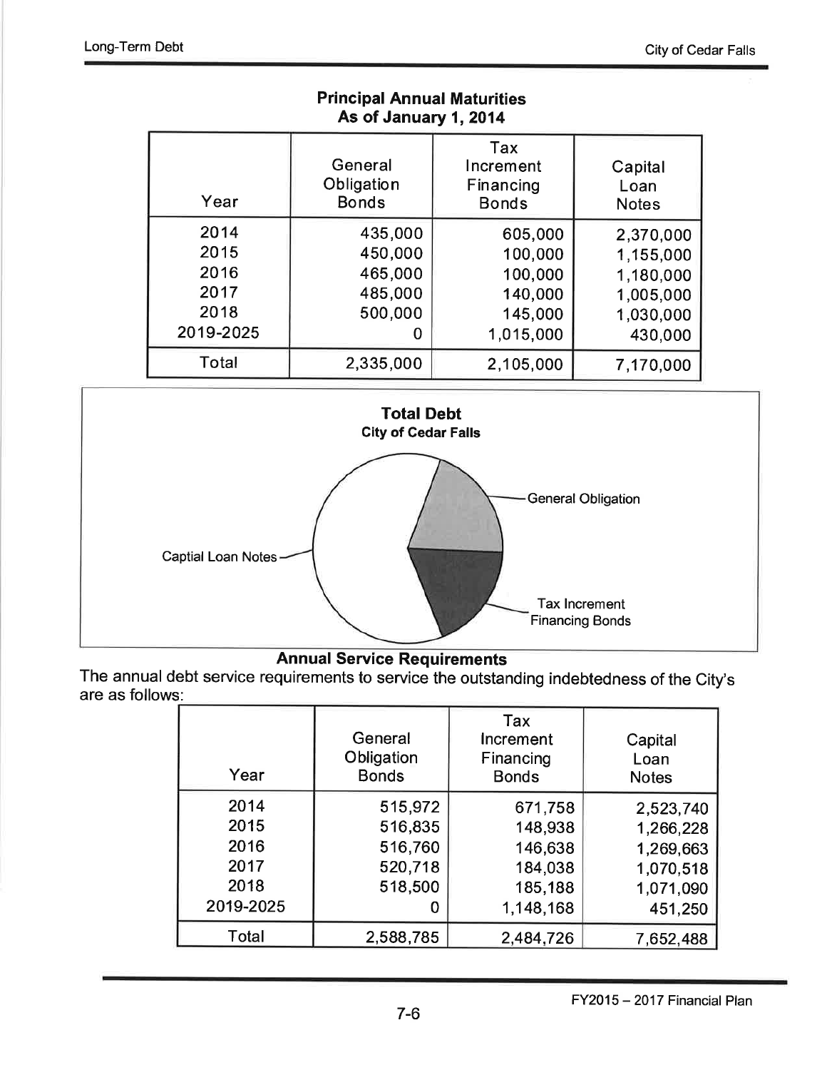## Principal Annual Maturities
### As of January 1, 2014

| Year | General Obligation Bonds | Tax Increment Financing Bonds | Capital Loan Notes |
|---|---|---|---|
| 2014 | 435,000 | 605,000 | 2,370,000 |
| 2015 | 450,000 | 100,000 | 1,155,000 |
| 2016 | 465,000 | 100,000 | 1,180,000 |
| 2017 | 485,000 | 140,000 | 1,005,000 |
| 2018 | 500,000 | 145,000 | 1,030,000 |
| 2019-2025 | 0 | 1,015,000 | 430,000 |
| Total | 2,335,000 | 2,105,000 | 7,170,000 |

**Total Debt**
**City of Cedar Falls**

Captial Loan Notes

General Obligation

Tax Increment Financing Bonds

## Annual Service Requirements

The annual debt service requirements to service the outstanding indebtedness of the City's are as follows:

| Year | General Obligation Bonds | Tax Increment Financing Bonds | Capital Loan Notes |
|---|---|---|---|
| 2014 | 515,972 | 671,758 | 2,523,740 |
| 2015 | 516,835 | 148,938 | 1,266,228 |
| 2016 | 516,760 | 146,638 | 1,269,663 |
| 2017 | 520,718 | 184,038 | 1,070,518 |
| 2018 | 518,500 | 185,188 | 1,071,090 |
| 2019-2025 | 0 | 1,148,168 | 451,250 |
| Total | 2,588,785 | 2,484,726 | 7,652,488 |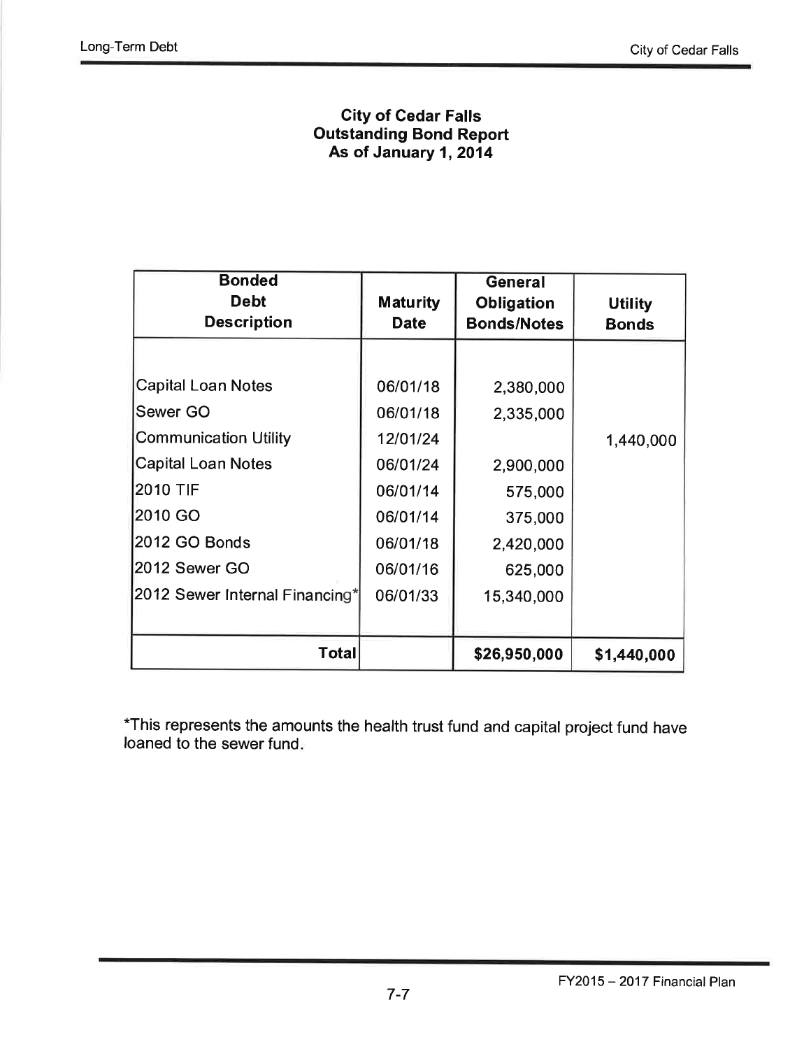# City of Cedar Falls
## Outstanding Bond Report
## As of January 1, 2014

| Bonded Debt Description | Maturity Date | General Obligation Bonds/Notes | Utility Bonds |
|---|---|---|---|
| Capital Loan Notes | 06/01/18 | 2,380,000 | |
| Sewer GO | 06/01/18 | 2,335,000 | |
| Communication Utility | 12/01/24 | | 1,440,000 |
| Capital Loan Notes | 06/01/24 | 2,900,000 | |
| 2010 TIF | 06/01/14 | 575,000 | |
| 2010 GO | 06/01/14 | 375,000 | |
| 2012 GO Bonds | 06/01/18 | 2,420,000 | |
| 2012 Sewer GO | 06/01/16 | 625,000 | |
| 2012 Sewer Internal Financing* | 06/01/33 | 15,340,000 | |
| **Total** | | **$26,950,000** | **$1,440,000** |

*This represents the amounts the health trust fund and capital project fund have loaned to the sewer fund.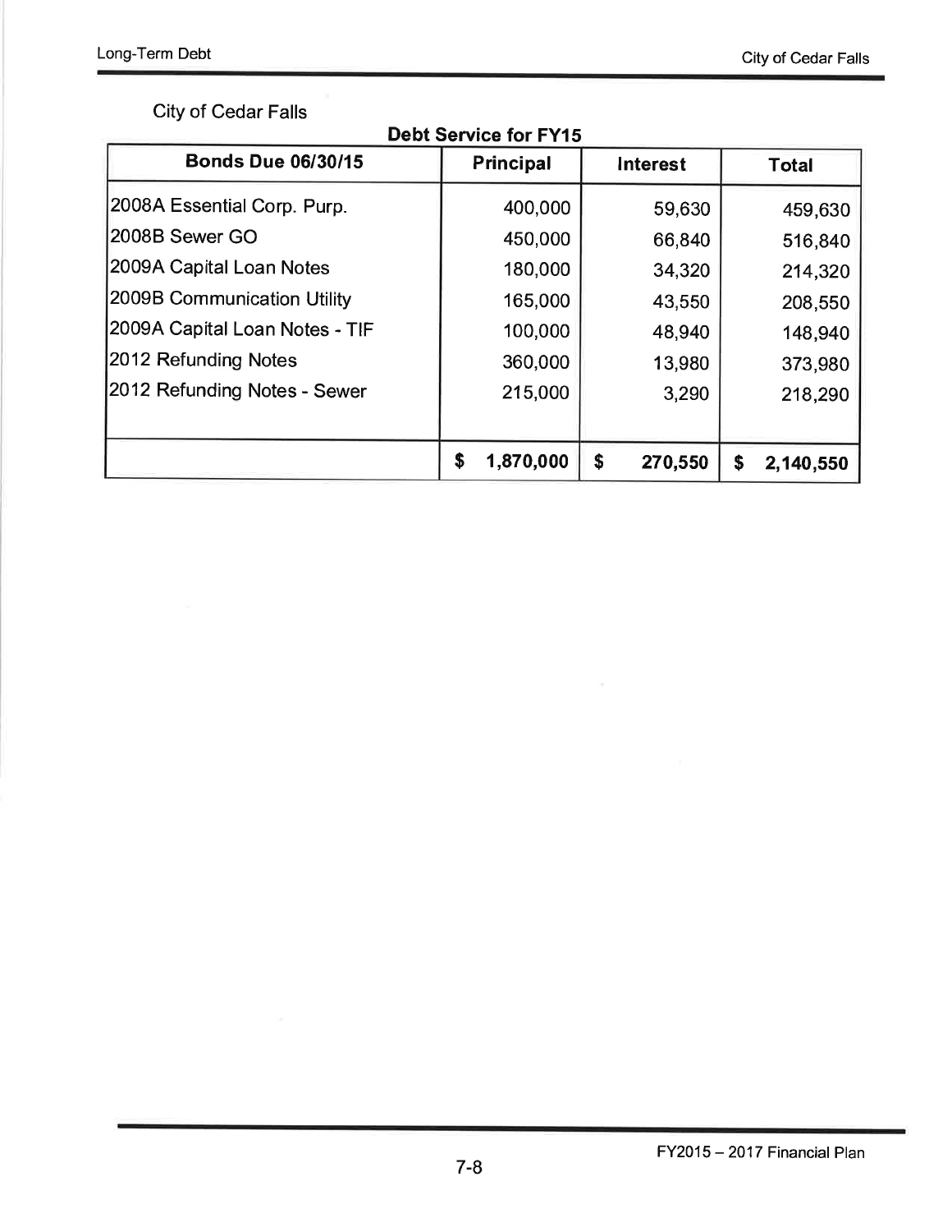City of Cedar Falls

**Debt Service for FY15**

| Bonds Due 06/30/15 | Principal | Interest | Total |
|---|---|---|---|
| 2008A Essential Corp. Purp. | 400,000 | 59,630 | 459,630 |
| 2008B Sewer GO | 450,000 | 66,840 | 516,840 |
| 2009A Capital Loan Notes | 180,000 | 34,320 | 214,320 |
| 2009B Communication Utility | 165,000 | 43,550 | 208,550 |
| 2009A Capital Loan Notes - TIF | 100,000 | 48,940 | 148,940 |
| 2012 Refunding Notes | 360,000 | 13,980 | 373,980 |
| 2012 Refunding Notes - Sewer | 215,000 | 3,290 | 218,290 |
| | **$ 1,870,000** | **$ 270,550** | **$ 2,140,550** |